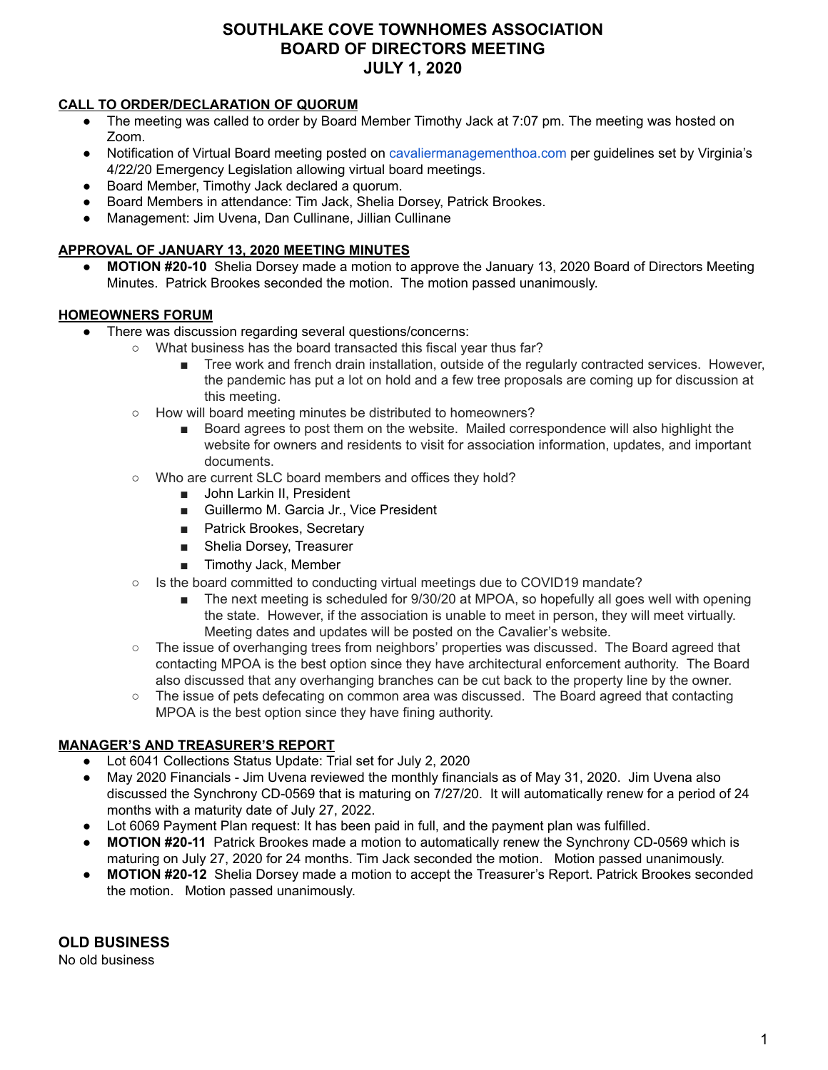# SOUTHLAKE COVE TOWNHOMES ASSOCIATION
# BOARD OF DIRECTORS MEETING
# JULY 1, 2020

**CALL TO ORDER/DECLARATION OF QUORUM**

- The meeting was called to order by Board Member Timothy Jack at 7:07 pm. The meeting was hosted on Zoom.
- Notification of Virtual Board meeting posted on cavaliermanagementhoa.com per guidelines set by Virginia's 4/22/20 Emergency Legislation allowing virtual board meetings.
- Board Member, Timothy Jack declared a quorum.
- Board Members in attendance: Tim Jack, Shelia Dorsey, Patrick Brookes.
- Management: Jim Uvena, Dan Cullinane, Jillian Cullinane

**APPROVAL OF JANUARY 13, 2020 MEETING MINUTES**

- **MOTION #20-10** Shelia Dorsey made a motion to approve the January 13, 2020 Board of Directors Meeting Minutes. Patrick Brookes seconded the motion. The motion passed unanimously.

**HOMEOWNERS FORUM**

- There was discussion regarding several questions/concerns:
  - What business has the board transacted this fiscal year thus far?
    - Tree work and french drain installation, outside of the regularly contracted services. However, the pandemic has put a lot on hold and a few tree proposals are coming up for discussion at this meeting.
  - How will board meeting minutes be distributed to homeowners?
    - Board agrees to post them on the website. Mailed correspondence will also highlight the website for owners and residents to visit for association information, updates, and important documents.
  - Who are current SLC board members and offices they hold?
    - John Larkin II, President
    - Guillermo M. Garcia Jr., Vice President
    - Patrick Brookes, Secretary
    - Shelia Dorsey, Treasurer
    - Timothy Jack, Member
  - Is the board committed to conducting virtual meetings due to COVID19 mandate?
    - The next meeting is scheduled for 9/30/20 at MPOA, so hopefully all goes well with opening the state. However, if the association is unable to meet in person, they will meet virtually. Meeting dates and updates will be posted on the Cavalier's website.
  - The issue of overhanging trees from neighbors' properties was discussed. The Board agreed that contacting MPOA is the best option since they have architectural enforcement authority. The Board also discussed that any overhanging branches can be cut back to the property line by the owner.
  - The issue of pets defecating on common area was discussed. The Board agreed that contacting MPOA is the best option since they have fining authority.

**MANAGER'S AND TREASURER'S REPORT**

- Lot 6041 Collections Status Update: Trial set for July 2, 2020
- May 2020 Financials - Jim Uvena reviewed the monthly financials as of May 31, 2020. Jim Uvena also discussed the Synchrony CD-0569 that is maturing on 7/27/20. It will automatically renew for a period of 24 months with a maturity date of July 27, 2022.
- Lot 6069 Payment Plan request: It has been paid in full, and the payment plan was fulfilled.
- **MOTION #20-11** Patrick Brookes made a motion to automatically renew the Synchrony CD-0569 which is maturing on July 27, 2020 for 24 months. Tim Jack seconded the motion. Motion passed unanimously.
- **MOTION #20-12** Shelia Dorsey made a motion to accept the Treasurer's Report. Patrick Brookes seconded the motion. Motion passed unanimously.

## OLD BUSINESS

No old business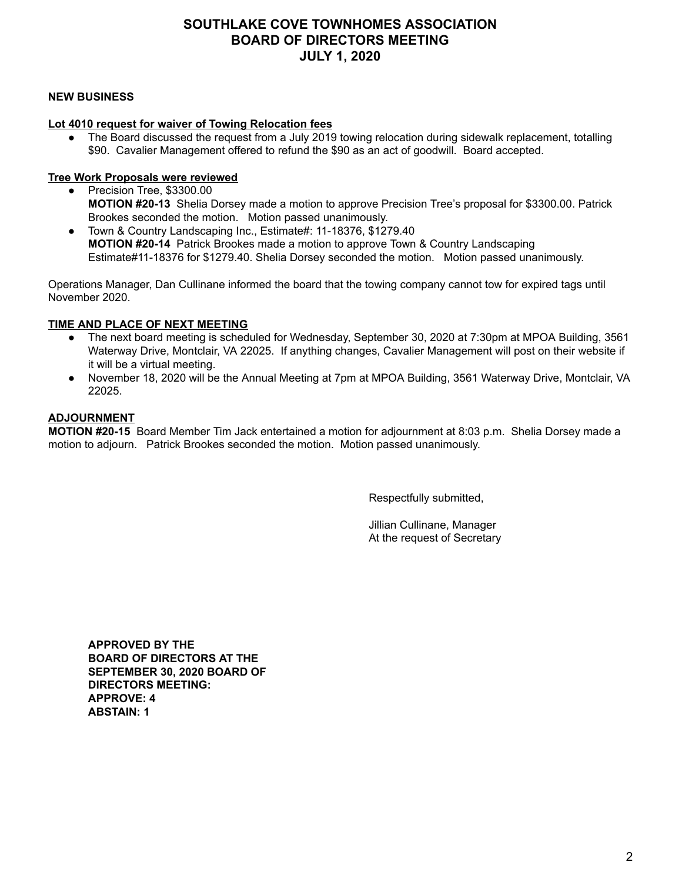# SOUTHLAKE COVE TOWNHOMES ASSOCIATION
# BOARD OF DIRECTORS MEETING
# JULY 1, 2020

**NEW BUSINESS**

**Lot 4010 request for waiver of Towing Relocation fees**

- The Board discussed the request from a July 2019 towing relocation during sidewalk replacement, totalling $90. Cavalier Management offered to refund the $90 as an act of goodwill. Board accepted.

**Tree Work Proposals were reviewed**

- Precision Tree, $3300.00
  **MOTION #20-13** Shelia Dorsey made a motion to approve Precision Tree's proposal for $3300.00. Patrick Brookes seconded the motion. Motion passed unanimously.
- Town & Country Landscaping Inc., Estimate#: 11-18376, $1279.40
  **MOTION #20-14** Patrick Brookes made a motion to approve Town & Country Landscaping Estimate#11-18376 for $1279.40. Shelia Dorsey seconded the motion. Motion passed unanimously.

Operations Manager, Dan Cullinane informed the board that the towing company cannot tow for expired tags until November 2020.

**TIME AND PLACE OF NEXT MEETING**

- The next board meeting is scheduled for Wednesday, September 30, 2020 at 7:30pm at MPOA Building, 3561 Waterway Drive, Montclair, VA 22025. If anything changes, Cavalier Management will post on their website if it will be a virtual meeting.
- November 18, 2020 will be the Annual Meeting at 7pm at MPOA Building, 3561 Waterway Drive, Montclair, VA 22025.

**ADJOURNMENT**

**MOTION #20-15** Board Member Tim Jack entertained a motion for adjournment at 8:03 p.m. Shelia Dorsey made a motion to adjourn. Patrick Brookes seconded the motion. Motion passed unanimously.

Respectfully submitted,

Jillian Cullinane, Manager
At the request of Secretary

**APPROVED BY THE**
**BOARD OF DIRECTORS AT THE**
**SEPTEMBER 30, 2020 BOARD OF**
**DIRECTORS MEETING:**
**APPROVE: 4**
**ABSTAIN: 1**